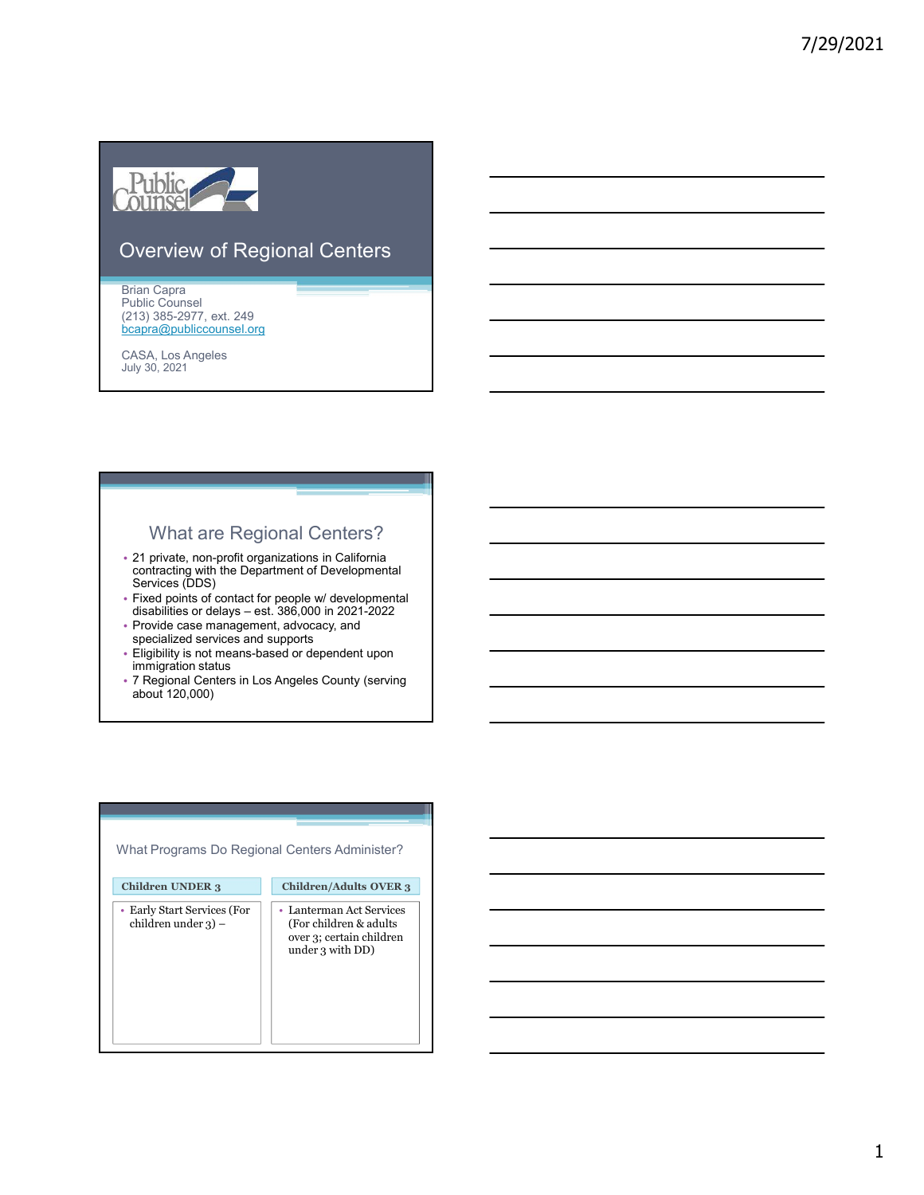# Overview of Regional Centers

Brian Capra
Public Counsel
(213) 385-2977, ext. 249
bcapra@publiccounsel.org

CASA, Los Angeles
July 30, 2021

## What are Regional Centers?

- 21 private, non-profit organizations in California contracting with the Department of Developmental Services (DDS)
- Fixed points of contact for people w/ developmental disabilities or delays – est. 386,000 in 2021-2022
- Provide case management, advocacy, and specialized services and supports
- Eligibility is not means-based or dependent upon immigration status
- 7 Regional Centers in Los Angeles County (serving about 120,000)

## What Programs Do Regional Centers Administer?

| Children UNDER 3 | Children/Adults OVER 3 |
| --- | --- |
| • Early Start Services (For children under 3) – | • Lanterman Act Services (For children & adults over 3; certain children under 3 with DD) |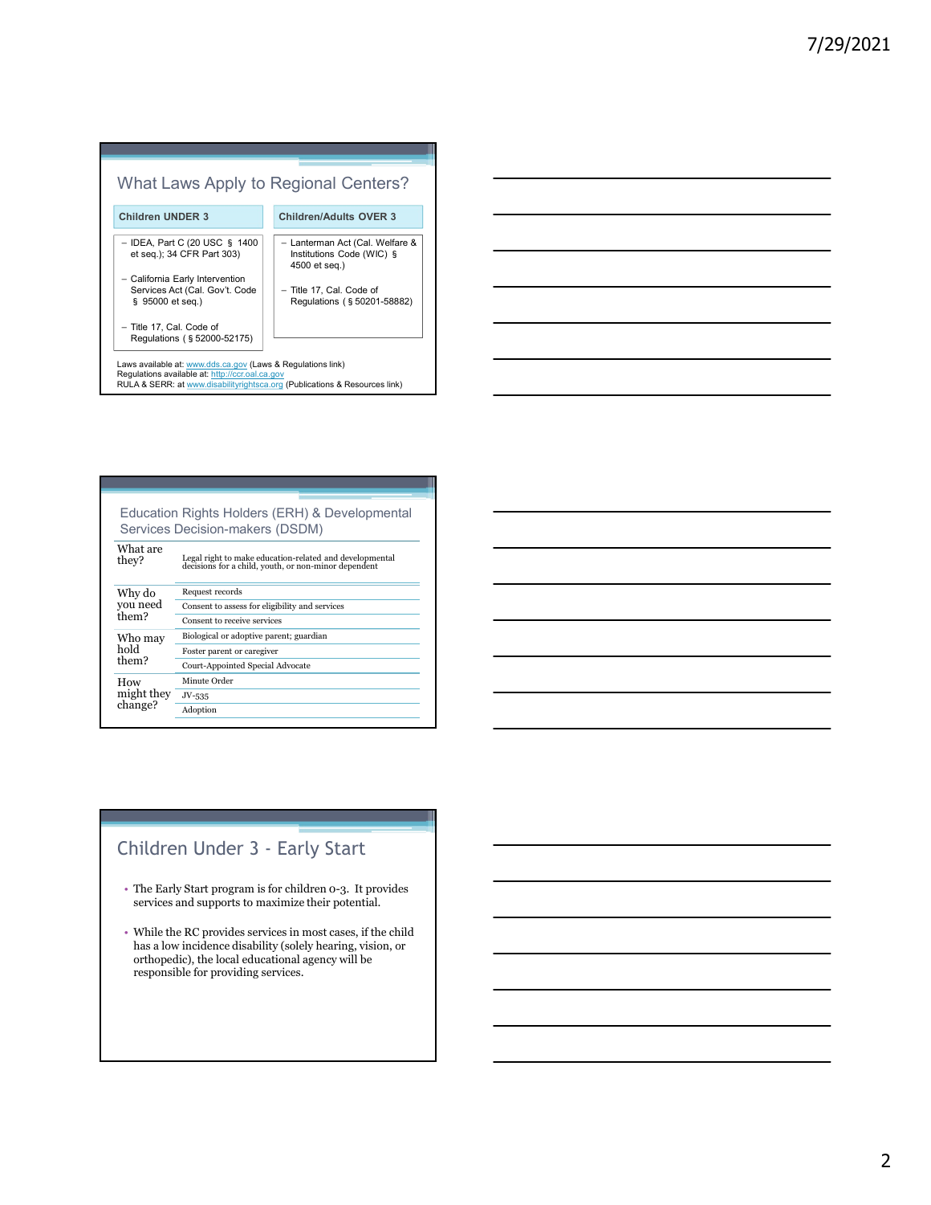## What Laws Apply to Regional Centers?

| Children UNDER 3 | Children/Adults OVER 3 |
|---|---|
| – IDEA, Part C (20 USC § 1400 et seq.); 34 CFR Part 303) | – Lanterman Act (Cal. Welfare & Institutions Code (WIC) § 4500 et seq.) |
| – California Early Intervention Services Act (Cal. Gov't. Code § 95000 et seq.) | – Title 17, Cal. Code of Regulations ( § 50201-58882) |
| – Title 17, Cal. Code of Regulations ( § 52000-52175) | |

Laws available at: www.dds.ca.gov (Laws & Regulations link)
Regulations available at: http://ccr.oal.ca.gov
RULA & SERR: at www.disabilityrightsca.org (Publications & Resources link)

## Education Rights Holders (ERH) & Developmental Services Decision-makers (DSDM)

| | |
|---|---|
| What are they? | Legal right to make education-related and developmental decisions for a child, youth, or non-minor dependent |
| Why do you need them? | Request records |
| | Consent to assess for eligibility and services |
| | Consent to receive services |
| Who may hold them? | Biological or adoptive parent; guardian |
| | Foster parent or caregiver |
| | Court-Appointed Special Advocate |
| How might they change? | Minute Order |
| | JV-535 |
| | Adoption |

## Children Under 3 - Early Start

- The Early Start program is for children 0-3. It provides services and supports to maximize their potential.
- While the RC provides services in most cases, if the child has a low incidence disability (solely hearing, vision, or orthopedic), the local educational agency will be responsible for providing services.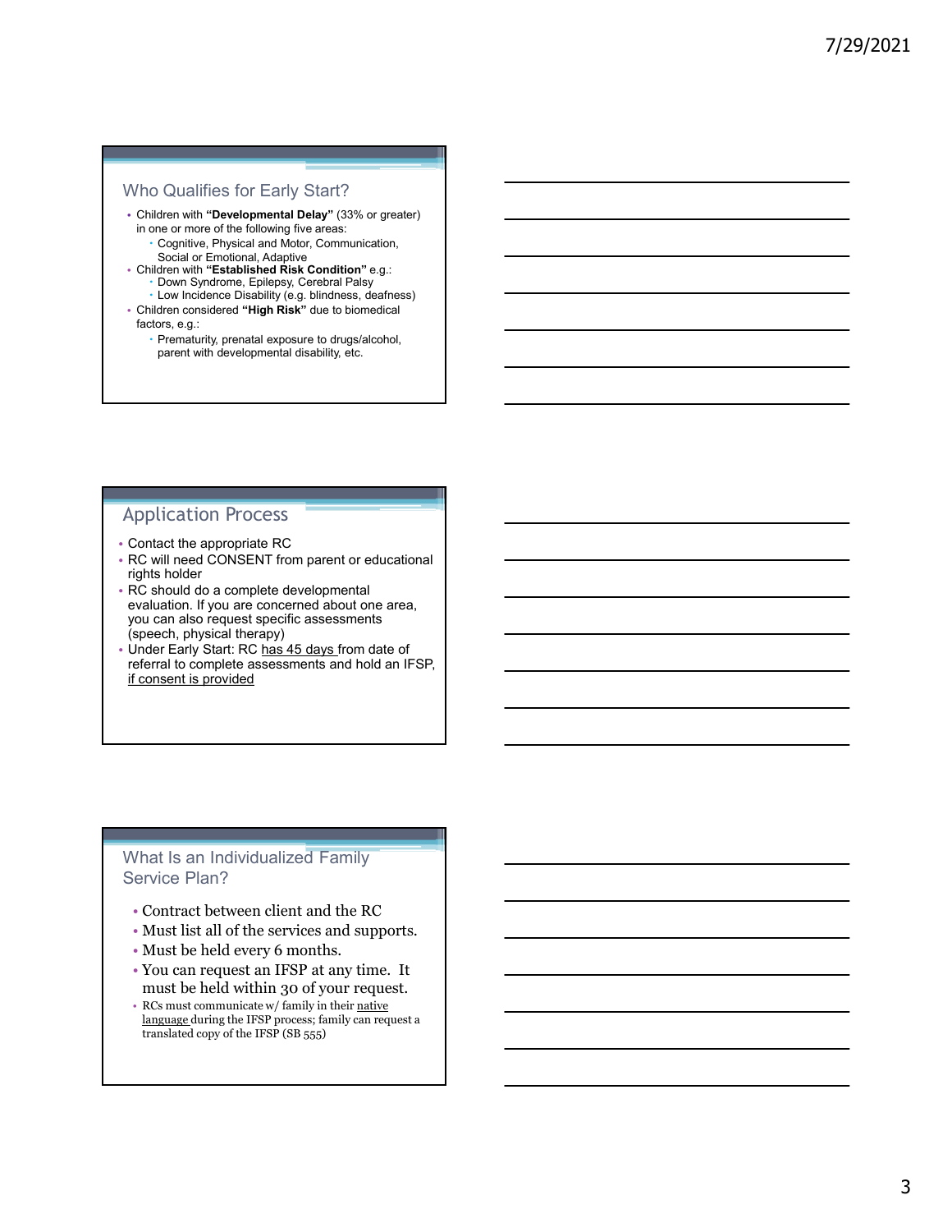## Who Qualifies for Early Start?

- Children with **"Developmental Delay"** (33% or greater) in one or more of the following five areas:
  - Cognitive, Physical and Motor, Communication, Social or Emotional, Adaptive
- Children with **"Established Risk Condition"** e.g.:
  - Down Syndrome, Epilepsy, Cerebral Palsy
  - Low Incidence Disability (e.g. blindness, deafness)
- Children considered **"High Risk"** due to biomedical factors, e.g.:
  - Prematurity, prenatal exposure to drugs/alcohol, parent with developmental disability, etc.

## Application Process

- Contact the appropriate RC
- RC will need CONSENT from parent or educational rights holder
- RC should do a complete developmental evaluation. If you are concerned about one area, you can also request specific assessments (speech, physical therapy)
- Under Early Start: RC has 45 days from date of referral to complete assessments and hold an IFSP, if consent is provided

## What Is an Individualized Family Service Plan?

- Contract between client and the RC
- Must list all of the services and supports.
- Must be held every 6 months.
- You can request an IFSP at any time. It must be held within 30 of your request.
- RCs must communicate w/ family in their native language during the IFSP process; family can request a translated copy of the IFSP (SB 555)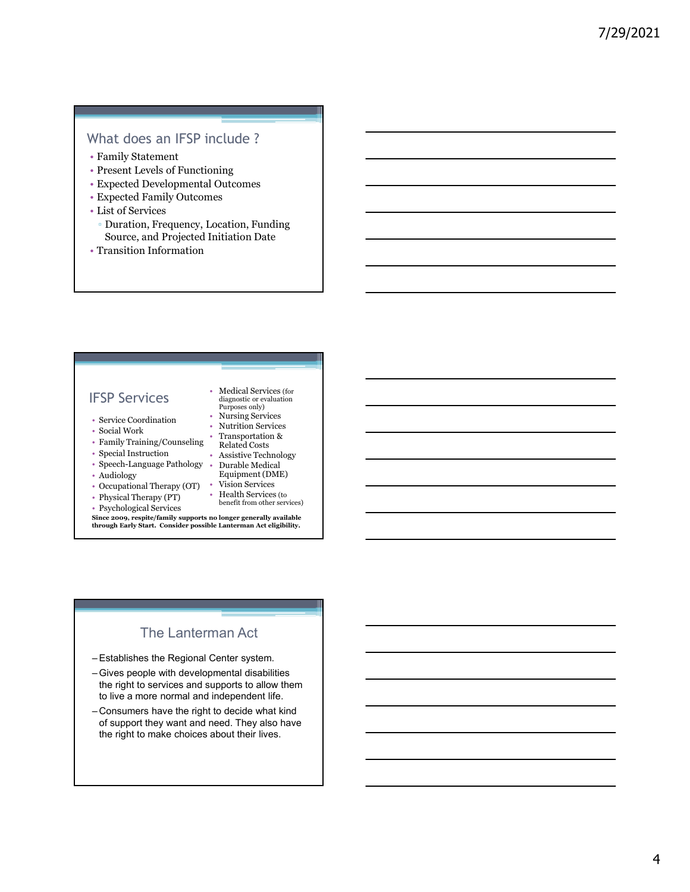## What does an IFSP include ?

- Family Statement
- Present Levels of Functioning
- Expected Developmental Outcomes
- Expected Family Outcomes
- List of Services
  - Duration, Frequency, Location, Funding Source, and Projected Initiation Date
- Transition Information

## IFSP Services

- Service Coordination
- Social Work
- Family Training/Counseling
- Special Instruction
- Speech-Language Pathology
- Audiology
- Occupational Therapy (OT)
- Physical Therapy (PT)
- Psychological Services
- Medical Services (for diagnostic or evaluation Purposes only)
- Nursing Services
- Nutrition Services
- Transportation & Related Costs
- Assistive Technology
- Durable Medical Equipment (DME)
- Vision Services
- Health Services (to benefit from other services)

**Since 2009, respite/family supports no longer generally available through Early Start. Consider possible Lanterman Act eligibility.**

## The Lanterman Act

- Establishes the Regional Center system.
- Gives people with developmental disabilities the right to services and supports to allow them to live a more normal and independent life.
- Consumers have the right to decide what kind of support they want and need. They also have the right to make choices about their lives.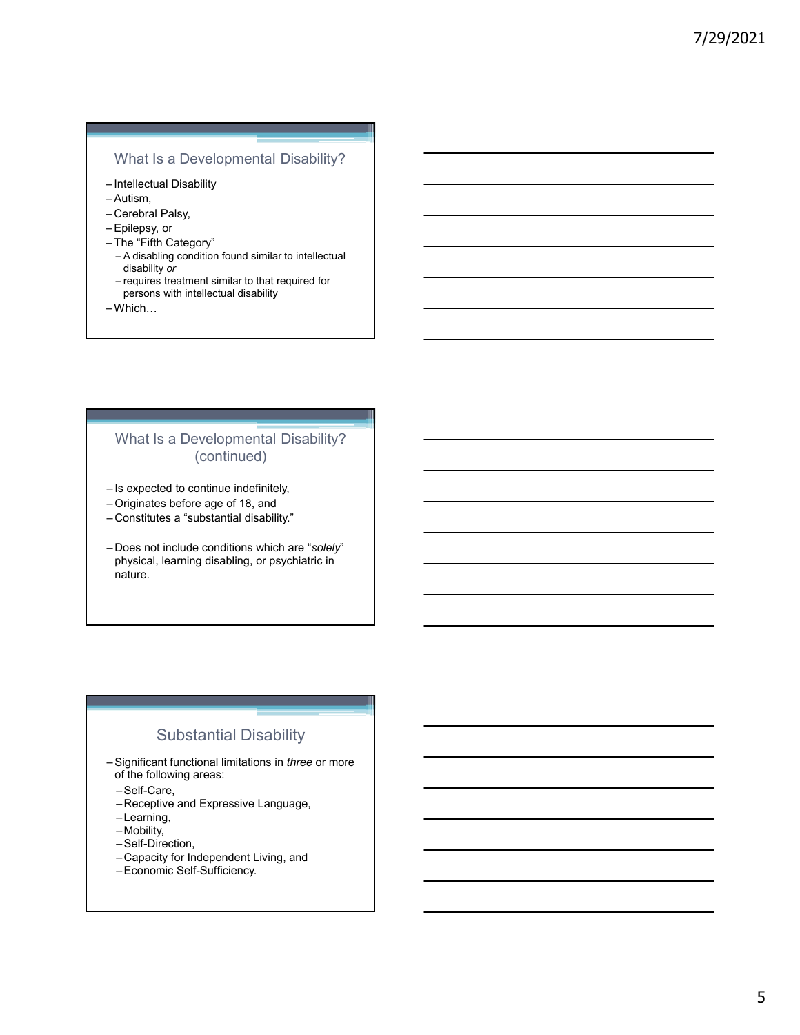## What Is a Developmental Disability?

- Intellectual Disability
- Autism,
- Cerebral Palsy,
- Epilepsy, or
- The "Fifth Category"
  - A disabling condition found similar to intellectual disability *or*
  - requires treatment similar to that required for persons with intellectual disability
- Which…

## What Is a Developmental Disability? (continued)

- Is expected to continue indefinitely,
- Originates before age of 18, and
- Constitutes a "substantial disability."

- Does not include conditions which are "*solely*" physical, learning disabling, or psychiatric in nature.

## Substantial Disability

- Significant functional limitations in *three* or more of the following areas:
  - Self-Care,
  - Receptive and Expressive Language,
  - Learning,
  - Mobility,
  - Self-Direction,
  - Capacity for Independent Living, and
  - Economic Self-Sufficiency.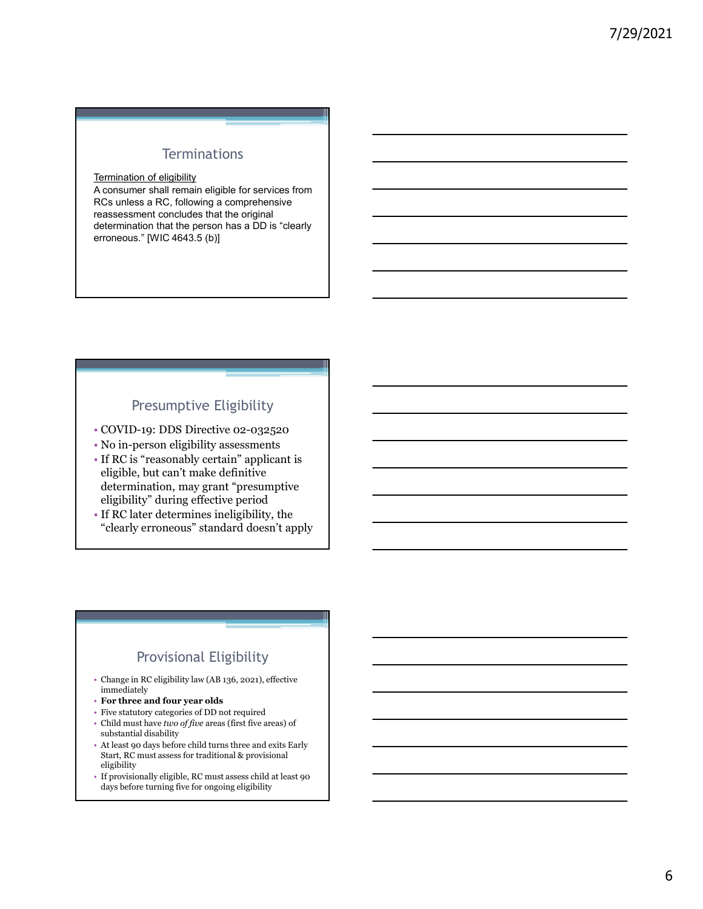## Terminations

Termination of eligibility

A consumer shall remain eligible for services from RCs unless a RC, following a comprehensive reassessment concludes that the original determination that the person has a DD is "clearly erroneous." [WIC 4643.5 (b)]

## Presumptive Eligibility

- COVID-19: DDS Directive 02-032520
- No in-person eligibility assessments
- If RC is "reasonably certain" applicant is eligible, but can't make definitive determination, may grant "presumptive eligibility" during effective period
- If RC later determines ineligibility, the "clearly erroneous" standard doesn't apply

## Provisional Eligibility

- Change in RC eligibility law (AB 136, 2021), effective immediately
- **For three and four year olds**
- Five statutory categories of DD not required
- Child must have *two of five* areas (first five areas) of substantial disability
- At least 90 days before child turns three and exits Early Start, RC must assess for traditional & provisional eligibility
- If provisionally eligible, RC must assess child at least 90 days before turning five for ongoing eligibility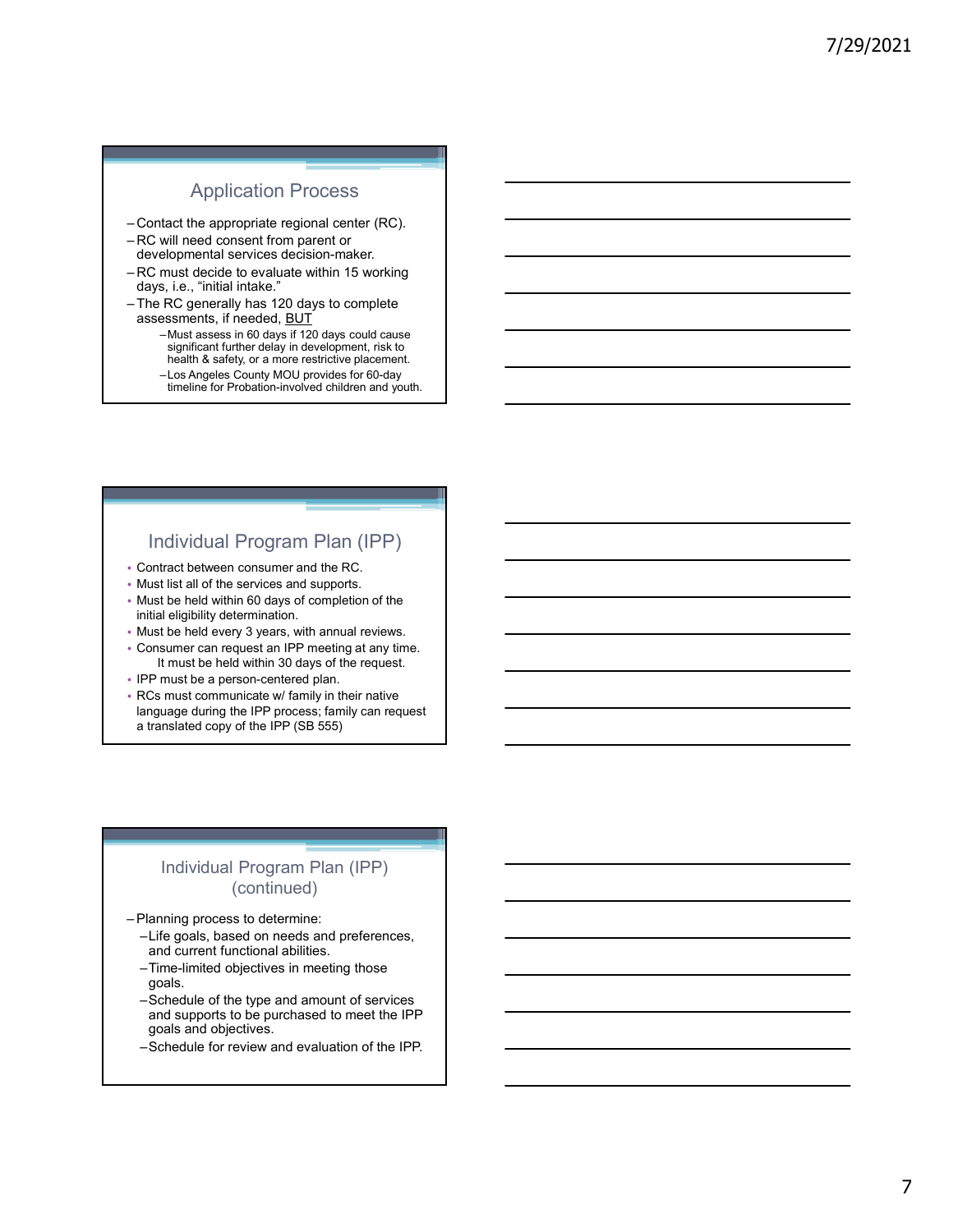## Application Process

- Contact the appropriate regional center (RC).
- RC will need consent from parent or developmental services decision-maker.
- RC must decide to evaluate within 15 working days, i.e., “initial intake.”
- The RC generally has 120 days to complete assessments, if needed, <u>BUT</u>
  - Must assess in 60 days if 120 days could cause significant further delay in development, risk to health & safety, or a more restrictive placement.
  - Los Angeles County MOU provides for 60-day timeline for Probation-involved children and youth.

## Individual Program Plan (IPP)

- Contract between consumer and the RC.
- Must list all of the services and supports.
- Must be held within 60 days of completion of the initial eligibility determination.
- Must be held every 3 years, with annual reviews.
- Consumer can request an IPP meeting at any time. It must be held within 30 days of the request.
- IPP must be a person-centered plan.
- RCs must communicate w/ family in their native language during the IPP process; family can request a translated copy of the IPP (SB 555)

## Individual Program Plan (IPP) (continued)

- Planning process to determine:
  - Life goals, based on needs and preferences, and current functional abilities.
  - Time-limited objectives in meeting those goals.
  - Schedule of the type and amount of services and supports to be purchased to meet the IPP goals and objectives.
  - Schedule for review and evaluation of the IPP.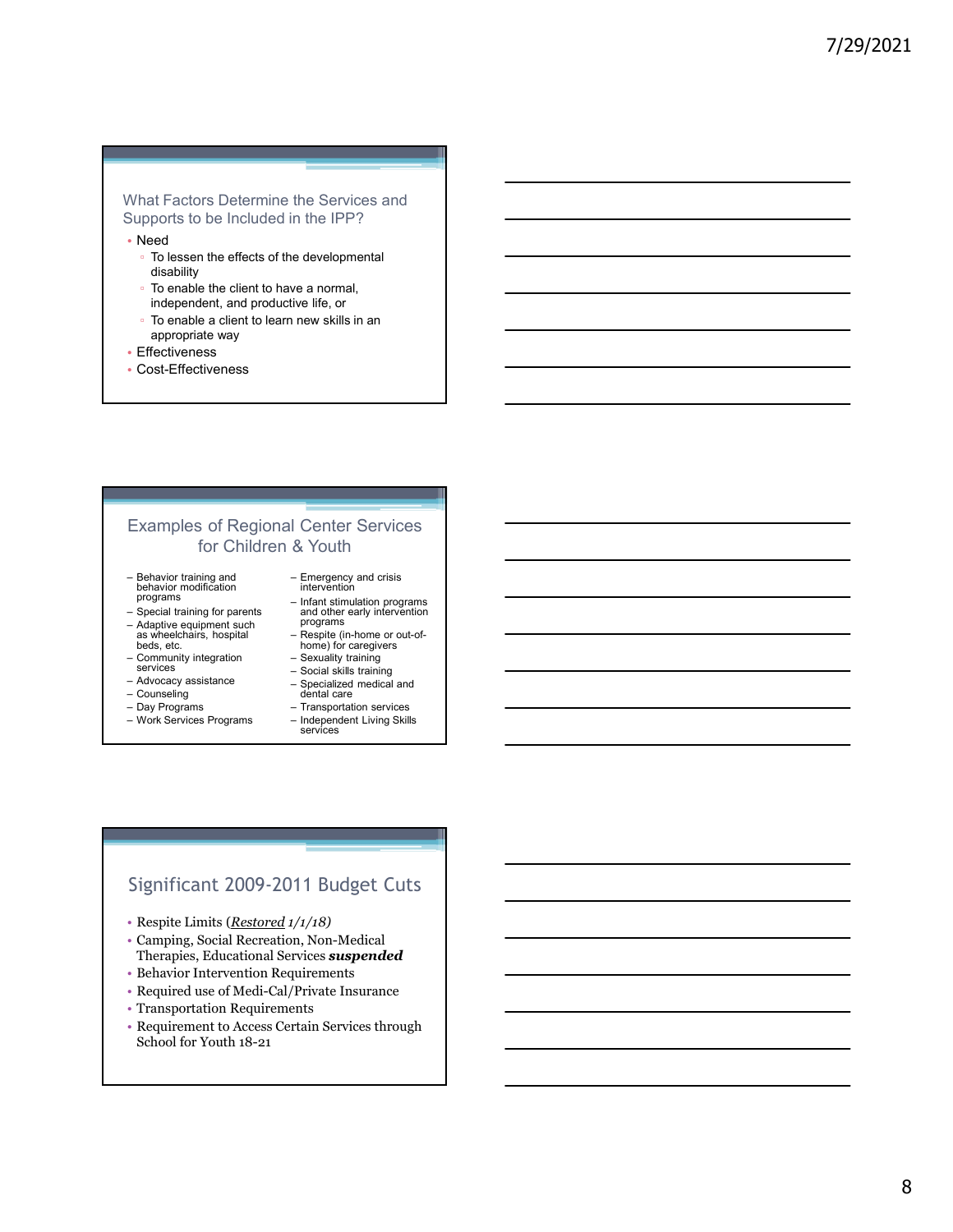## What Factors Determine the Services and Supports to be Included in the IPP?

- Need
  - To lessen the effects of the developmental disability
  - To enable the client to have a normal, independent, and productive life, or
  - To enable a client to learn new skills in an appropriate way
- Effectiveness
- Cost-Effectiveness

## Examples of Regional Center Services for Children & Youth

- Behavior training and behavior modification programs
- Special training for parents
- Adaptive equipment such as wheelchairs, hospital beds, etc.
- Community integration services
- Advocacy assistance
- Counseling
- Day Programs
- Work Services Programs
- Emergency and crisis intervention
- Infant stimulation programs and other early intervention programs
- Respite (in-home or out-of-home) for caregivers
- Sexuality training
- Social skills training
- Specialized medical and dental care
- Transportation services
- Independent Living Skills services

## Significant 2009-2011 Budget Cuts

- Respite Limits (*Restored 1/1/18)*
- Camping, Social Recreation, Non-Medical Therapies, Educational Services ***suspended***
- Behavior Intervention Requirements
- Required use of Medi-Cal/Private Insurance
- Transportation Requirements
- Requirement to Access Certain Services through School for Youth 18-21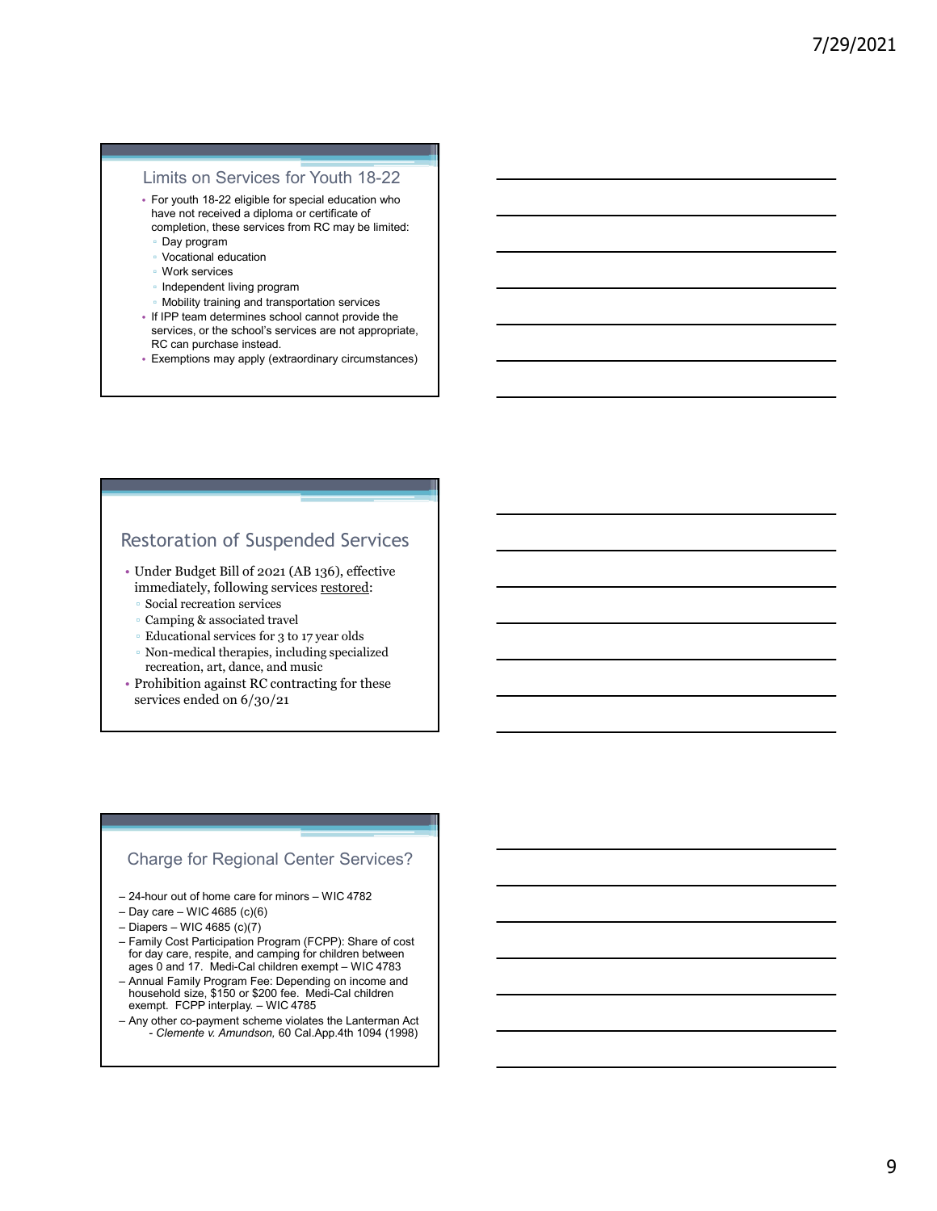## Limits on Services for Youth 18-22

- For youth 18-22 eligible for special education who have not received a diploma or certificate of completion, these services from RC may be limited:
  - Day program
  - Vocational education
  - Work services
  - Independent living program
  - Mobility training and transportation services
- If IPP team determines school cannot provide the services, or the school's services are not appropriate, RC can purchase instead.
- Exemptions may apply (extraordinary circumstances)

## Restoration of Suspended Services

- Under Budget Bill of 2021 (AB 136), effective immediately, following services restored:
  - Social recreation services
  - Camping & associated travel
  - Educational services for 3 to 17 year olds
  - Non-medical therapies, including specialized recreation, art, dance, and music
- Prohibition against RC contracting for these services ended on 6/30/21

## Charge for Regional Center Services?

- 24-hour out of home care for minors – WIC 4782
- Day care – WIC 4685 (c)(6)
- Diapers – WIC 4685 (c)(7)
- Family Cost Participation Program (FCPP): Share of cost for day care, respite, and camping for children between ages 0 and 17. Medi-Cal children exempt – WIC 4783
- Annual Family Program Fee: Depending on income and household size, $150 or $200 fee. Medi-Cal children exempt. FCPP interplay. – WIC 4785
- Any other co-payment scheme violates the Lanterman Act - *Clemente v. Amundson,* 60 Cal.App.4th 1094 (1998)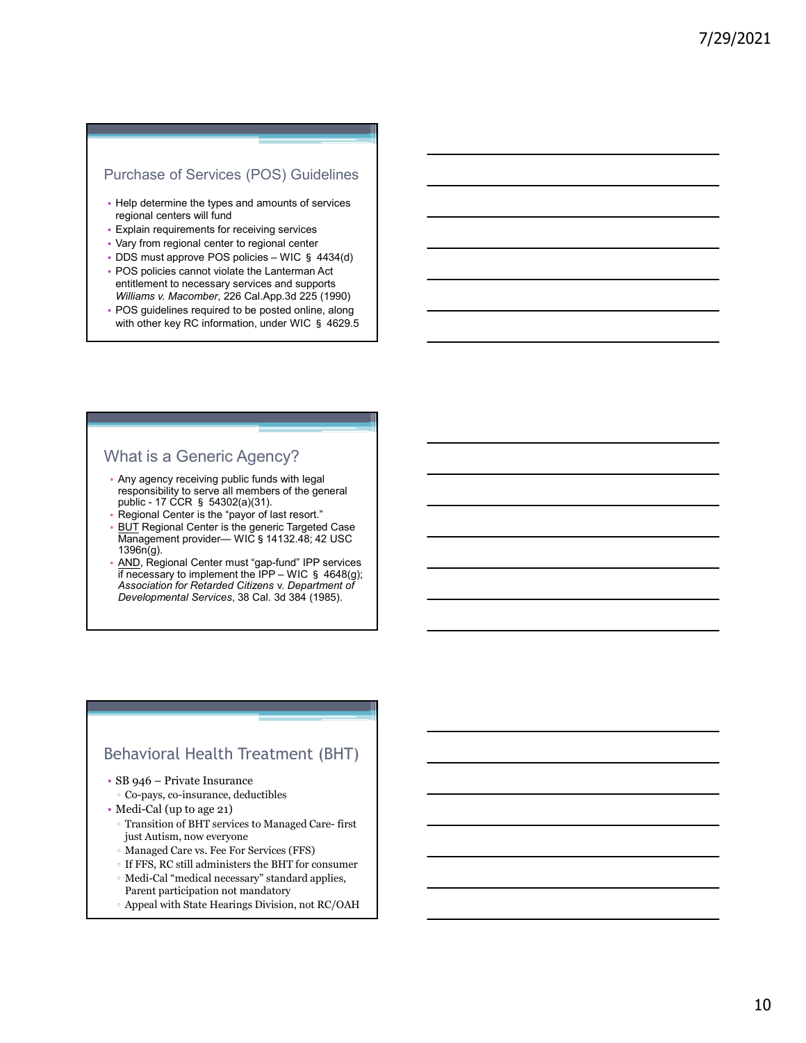## Purchase of Services (POS) Guidelines

- Help determine the types and amounts of services regional centers will fund
- Explain requirements for receiving services
- Vary from regional center to regional center
- DDS must approve POS policies – WIC § 4434(d)
- POS policies cannot violate the Lanterman Act entitlement to necessary services and supports *Williams v. Macomber*, 226 Cal.App.3d 225 (1990)
- POS guidelines required to be posted online, along with other key RC information, under WIC § 4629.5

## What is a Generic Agency?

- Any agency receiving public funds with legal responsibility to serve all members of the general public - 17 CCR § 54302(a)(31).
- Regional Center is the "payor of last resort."
- BUT Regional Center is the generic Targeted Case Management provider— WIC § 14132.48; 42 USC 1396n(g).
- AND, Regional Center must "gap-fund" IPP services if necessary to implement the IPP – WIC § 4648(g); *Association for Retarded Citizens* v. *Department of Developmental Services*, 38 Cal. 3d 384 (1985).

## Behavioral Health Treatment (BHT)

- SB 946 – Private Insurance
  - Co-pays, co-insurance, deductibles
- Medi-Cal (up to age 21)
  - Transition of BHT services to Managed Care- first just Autism, now everyone
  - Managed Care vs. Fee For Services (FFS)
  - If FFS, RC still administers the BHT for consumer
  - Medi-Cal "medical necessary" standard applies, Parent participation not mandatory
  - Appeal with State Hearings Division, not RC/OAH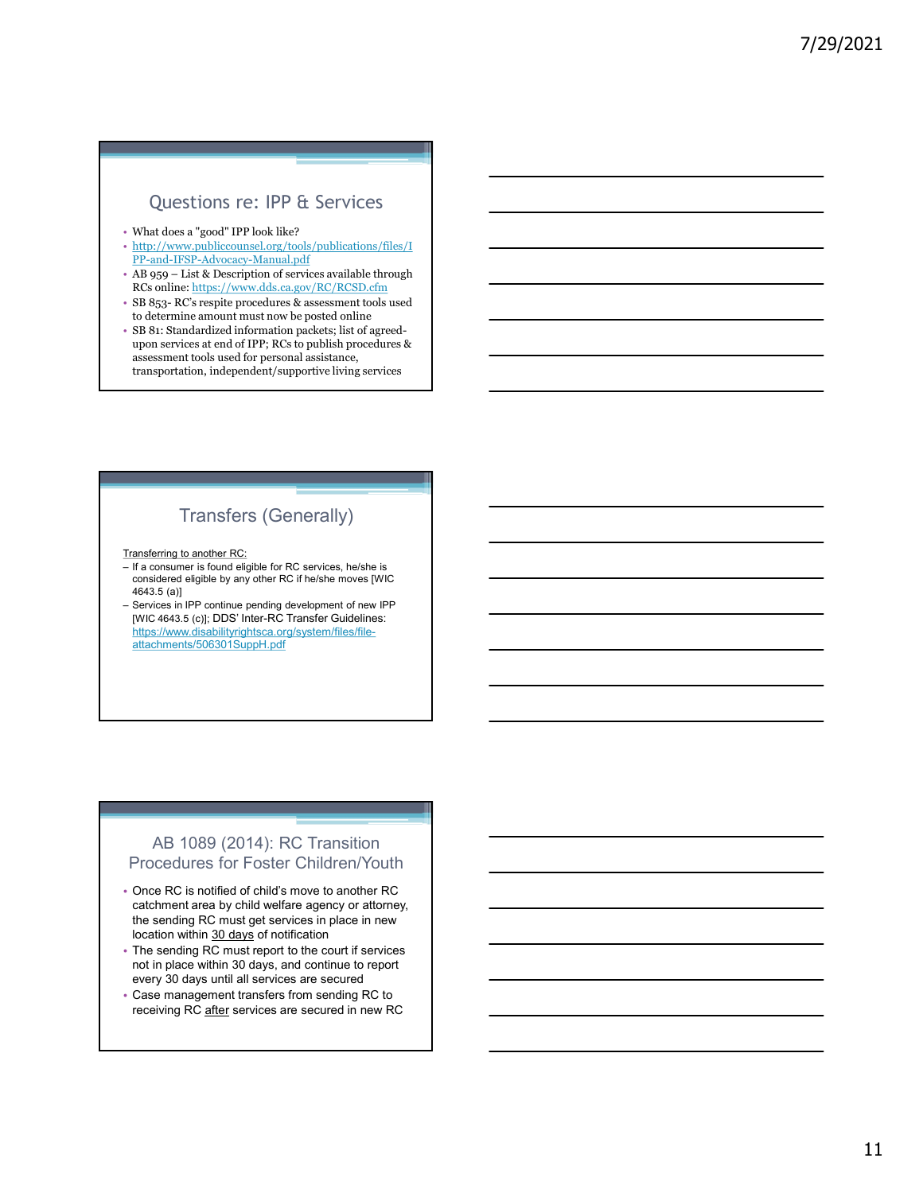## Questions re: IPP & Services

- What does a "good" IPP look like?
- http://www.publiccounsel.org/tools/publications/files/IPP-and-IFSP-Advocacy-Manual.pdf
- AB 959 – List & Description of services available through RCs online: https://www.dds.ca.gov/RC/RCSD.cfm
- SB 853- RC's respite procedures & assessment tools used to determine amount must now be posted online
- SB 81: Standardized information packets; list of agreed-upon services at end of IPP; RCs to publish procedures & assessment tools used for personal assistance, transportation, independent/supportive living services

## Transfers (Generally)

Transferring to another RC:

- If a consumer is found eligible for RC services, he/she is considered eligible by any other RC if he/she moves [WIC 4643.5 (a)]
- Services in IPP continue pending development of new IPP [WIC 4643.5 (c)]; DDS' Inter-RC Transfer Guidelines: https://www.disabilityrightsca.org/system/files/file-attachments/506301SuppH.pdf

## AB 1089 (2014): RC Transition Procedures for Foster Children/Youth

- Once RC is notified of child's move to another RC catchment area by child welfare agency or attorney, the sending RC must get services in place in new location within 30 days of notification
- The sending RC must report to the court if services not in place within 30 days, and continue to report every 30 days until all services are secured
- Case management transfers from sending RC to receiving RC after services are secured in new RC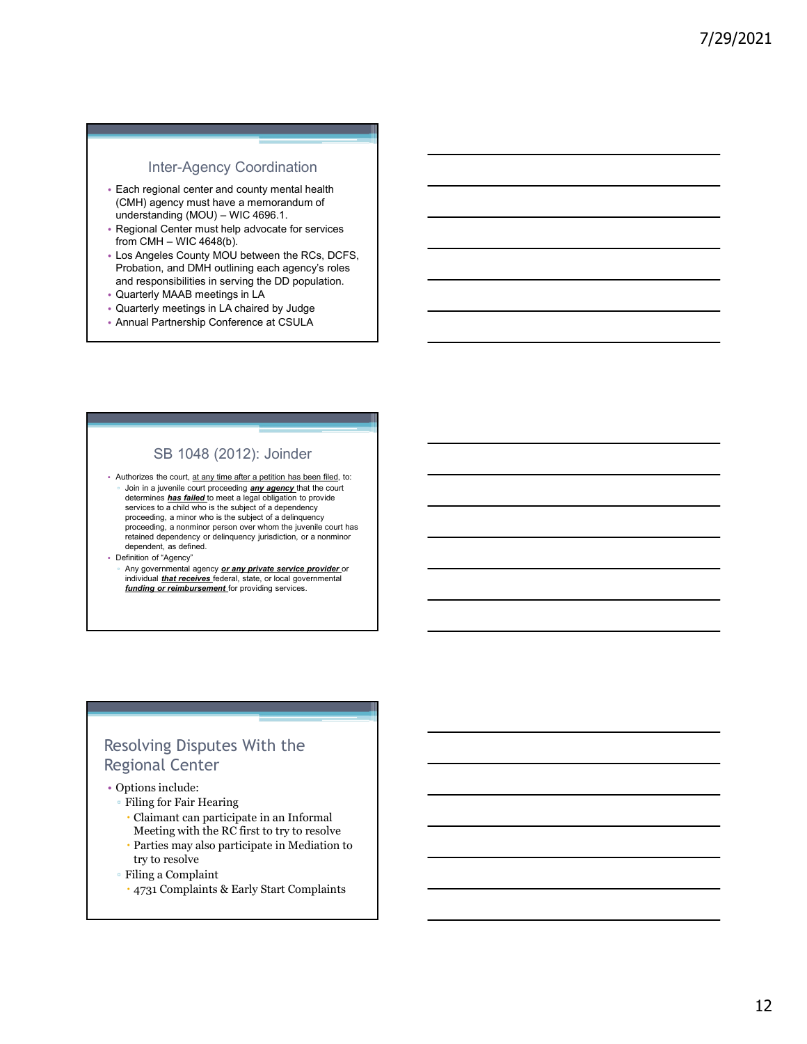## Inter-Agency Coordination

- Each regional center and county mental health (CMH) agency must have a memorandum of understanding (MOU) – WIC 4696.1.
- Regional Center must help advocate for services from CMH – WIC 4648(b).
- Los Angeles County MOU between the RCs, DCFS, Probation, and DMH outlining each agency's roles and responsibilities in serving the DD population.
- Quarterly MAAB meetings in LA
- Quarterly meetings in LA chaired by Judge
- Annual Partnership Conference at CSULA

## SB 1048 (2012): Joinder

- Authorizes the court, at any time after a petition has been filed, to:
  - Join in a juvenile court proceeding ***any agency*** that the court determines ***has failed*** to meet a legal obligation to provide services to a child who is the subject of a dependency proceeding, a minor who is the subject of a delinquency proceeding, a nonminor person over whom the juvenile court has retained dependency or delinquency jurisdiction, or a nonminor dependent, as defined.
- Definition of "Agency"
  - Any governmental agency ***or any private service provider*** or individual ***that receives*** federal, state, or local governmental ***funding or reimbursement*** for providing services.

## Resolving Disputes With the Regional Center

- Options include:
  - Filing for Fair Hearing
    - Claimant can participate in an Informal Meeting with the RC first to try to resolve
    - Parties may also participate in Mediation to try to resolve
  - Filing a Complaint
    - 4731 Complaints & Early Start Complaints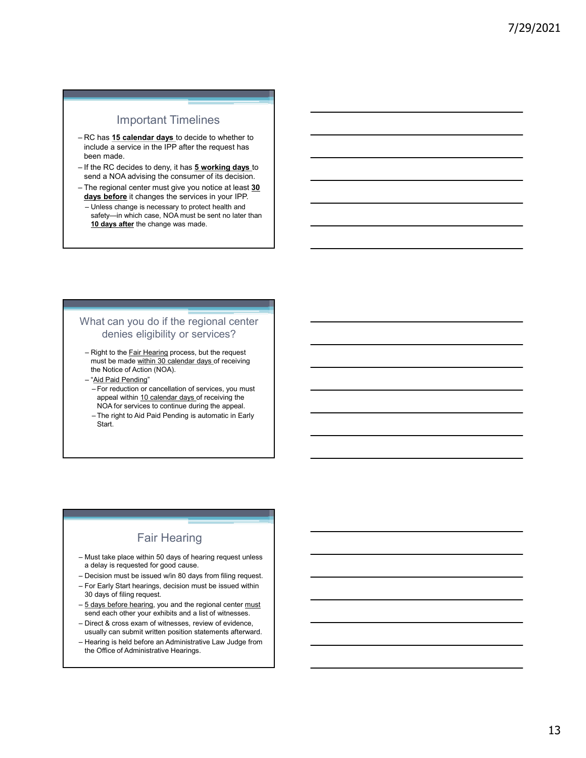## Important Timelines

- RC has **15 calendar days** to decide to whether to include a service in the IPP after the request has been made.
- If the RC decides to deny, it has **5 working days** to send a NOA advising the consumer of its decision.
- The regional center must give you notice at least **30 days before** it changes the services in your IPP.
  - Unless change is necessary to protect health and safety—in which case, NOA must be sent no later than **10 days after** the change was made.

## What can you do if the regional center denies eligibility or services?

- Right to the Fair Hearing process, but the request must be made within 30 calendar days of receiving the Notice of Action (NOA).
- "Aid Paid Pending"
  - For reduction or cancellation of services, you must appeal within 10 calendar days of receiving the NOA for services to continue during the appeal.
  - The right to Aid Paid Pending is automatic in Early Start.

## Fair Hearing

- Must take place within 50 days of hearing request unless a delay is requested for good cause.
- Decision must be issued w/in 80 days from filing request.
- For Early Start hearings, decision must be issued within 30 days of filing request.
- 5 days before hearing, you and the regional center must send each other your exhibits and a list of witnesses.
- Direct & cross exam of witnesses, review of evidence, usually can submit written position statements afterward.
- Hearing is held before an Administrative Law Judge from the Office of Administrative Hearings.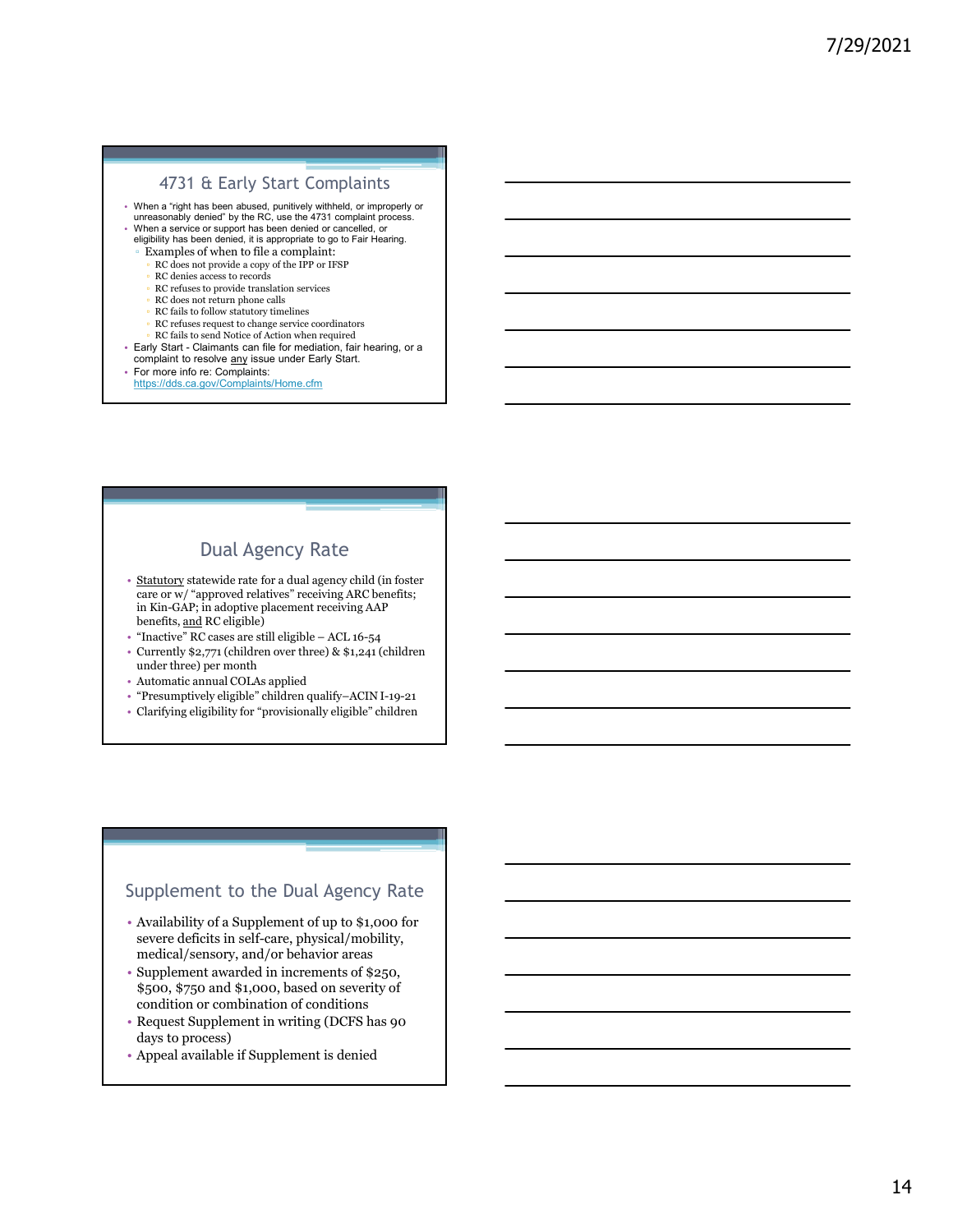## 4731 & Early Start Complaints

- When a "right has been abused, punitively withheld, or improperly or unreasonably denied" by the RC, use the 4731 complaint process.
- When a service or support has been denied or cancelled, or eligibility has been denied, it is appropriate to go to Fair Hearing.
  - Examples of when to file a complaint:
    - RC does not provide a copy of the IPP or IFSP
    - RC denies access to records
    - RC refuses to provide translation services
    - RC does not return phone calls
    - RC fails to follow statutory timelines
    - RC refuses request to change service coordinators
    - RC fails to send Notice of Action when required
- Early Start - Claimants can file for mediation, fair hearing, or a complaint to resolve any issue under Early Start.
- For more info re: Complaints: https://dds.ca.gov/Complaints/Home.cfm

## Dual Agency Rate

- Statutory statewide rate for a dual agency child (in foster care or w/ "approved relatives" receiving ARC benefits; in Kin-GAP; in adoptive placement receiving AAP benefits, and RC eligible)
- "Inactive" RC cases are still eligible – ACL 16-54
- Currently $2,771 (children over three) & $1,241 (children under three) per month
- Automatic annual COLAs applied
- "Presumptively eligible" children qualify–ACIN I-19-21
- Clarifying eligibility for "provisionally eligible" children

## Supplement to the Dual Agency Rate

- Availability of a Supplement of up to $1,000 for severe deficits in self-care, physical/mobility, medical/sensory, and/or behavior areas
- Supplement awarded in increments of $250, $500, $750 and $1,000, based on severity of condition or combination of conditions
- Request Supplement in writing (DCFS has 90 days to process)
- Appeal available if Supplement is denied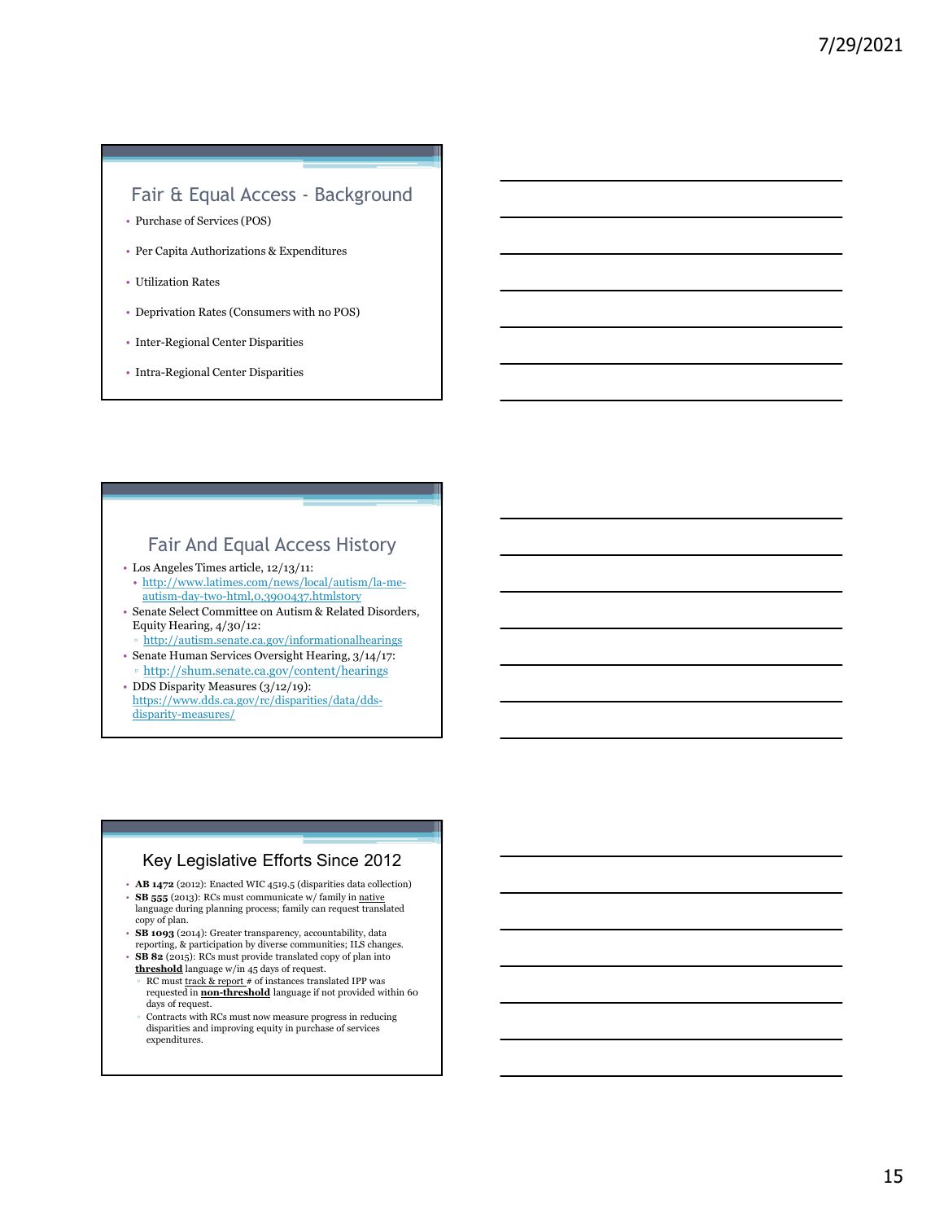## Fair & Equal Access - Background

- Purchase of Services (POS)
- Per Capita Authorizations & Expenditures
- Utilization Rates
- Deprivation Rates (Consumers with no POS)
- Inter-Regional Center Disparities
- Intra-Regional Center Disparities

## Fair And Equal Access History

- Los Angeles Times article, 12/13/11:
  - http://www.latimes.com/news/local/autism/la-me-autism-day-two-html,0,3900437.htmlstory
- Senate Select Committee on Autism & Related Disorders, Equity Hearing, 4/30/12:
  - http://autism.senate.ca.gov/informationalhearings
- Senate Human Services Oversight Hearing, 3/14/17:
  - http://shum.senate.ca.gov/content/hearings
- DDS Disparity Measures (3/12/19): https://www.dds.ca.gov/rc/disparities/data/dds-disparity-measures/

## Key Legislative Efforts Since 2012

- **AB 1472** (2012): Enacted WIC 4519.5 (disparities data collection)
- **SB 555** (2013): RCs must communicate w/ family in native language during planning process; family can request translated copy of plan.
- **SB 1093** (2014): Greater transparency, accountability, data reporting, & participation by diverse communities; ILS changes.
- **SB 82** (2015): RCs must provide translated copy of plan into **threshold** language w/in 45 days of request.
  - RC must track & report # of instances translated IPP was requested in **non-threshold** language if not provided within 60 days of request.
  - Contracts with RCs must now measure progress in reducing disparities and improving equity in purchase of services expenditures.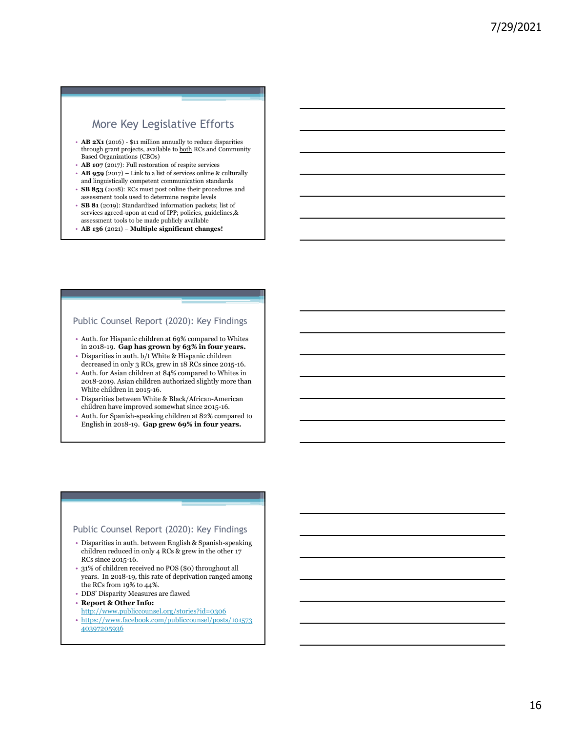## More Key Legislative Efforts

- **AB 2X1** (2016) - $11 million annually to reduce disparities through grant projects, available to both RCs and Community Based Organizations (CBOs)
- **AB 107** (2017): Full restoration of respite services
- **AB 959** (2017) – Link to a list of services online & culturally and linguistically competent communication standards
- **SB 853** (2018): RCs must post online their procedures and assessment tools used to determine respite levels
- **SB 81** (2019): Standardized information packets; list of services agreed-upon at end of IPP; policies, guidelines,& assessment tools to be made publicly available
- **AB 136** (2021) – **Multiple significant changes!**

## Public Counsel Report (2020): Key Findings

- Auth. for Hispanic children at 69% compared to Whites in 2018-19. **Gap has grown by 63% in four years.**
- Disparities in auth. b/t White & Hispanic children decreased in only 3 RCs, grew in 18 RCs since 2015-16.
- Auth. for Asian children at 84% compared to Whites in 2018-2019. Asian children authorized slightly more than White children in 2015-16.
- Disparities between White & Black/African-American children have improved somewhat since 2015-16.
- Auth. for Spanish-speaking children at 82% compared to English in 2018-19. **Gap grew 69% in four years.**

## Public Counsel Report (2020): Key Findings

- Disparities in auth. between English & Spanish-speaking children reduced in only 4 RCs & grew in the other 17 RCs since 2015-16.
- 31% of children received no POS ($0) throughout all years. In 2018-19, this rate of deprivation ranged among the RCs from 19% to 44%.
- DDS' Disparity Measures are flawed
- **Report & Other Info:**
- http://www.publiccounsel.org/stories?id=0306
- https://www.facebook.com/publiccounsel/posts/10157340397205936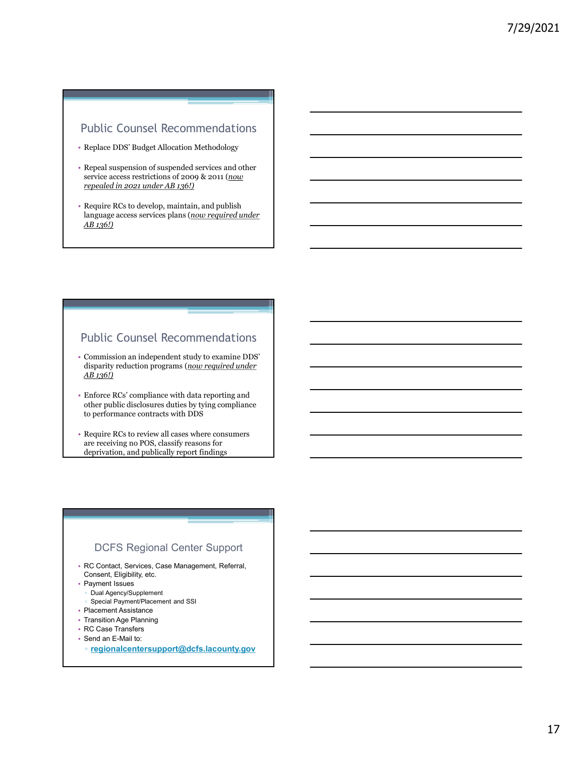## Public Counsel Recommendations

- Replace DDS' Budget Allocation Methodology
- Repeal suspension of suspended services and other service access restrictions of 2009 & 2011 (*now repealed in 2021 under AB 136!)*
- Require RCs to develop, maintain, and publish language access services plans (*now required under AB 136!)*

## Public Counsel Recommendations

- Commission an independent study to examine DDS' disparity reduction programs (*now required under AB 136!)*
- Enforce RCs' compliance with data reporting and other public disclosures duties by tying compliance to performance contracts with DDS
- Require RCs to review all cases where consumers are receiving no POS, classify reasons for deprivation, and publically report findings

## DCFS Regional Center Support

- RC Contact, Services, Case Management, Referral, Consent, Eligibility, etc.
- Payment Issues
  - Dual Agency/Supplement
  - Special Payment/Placement and SSI
- Placement Assistance
- Transition Age Planning
- RC Case Transfers
- Send an E-Mail to:
  - **regionalcentersupport@dcfs.lacounty.gov**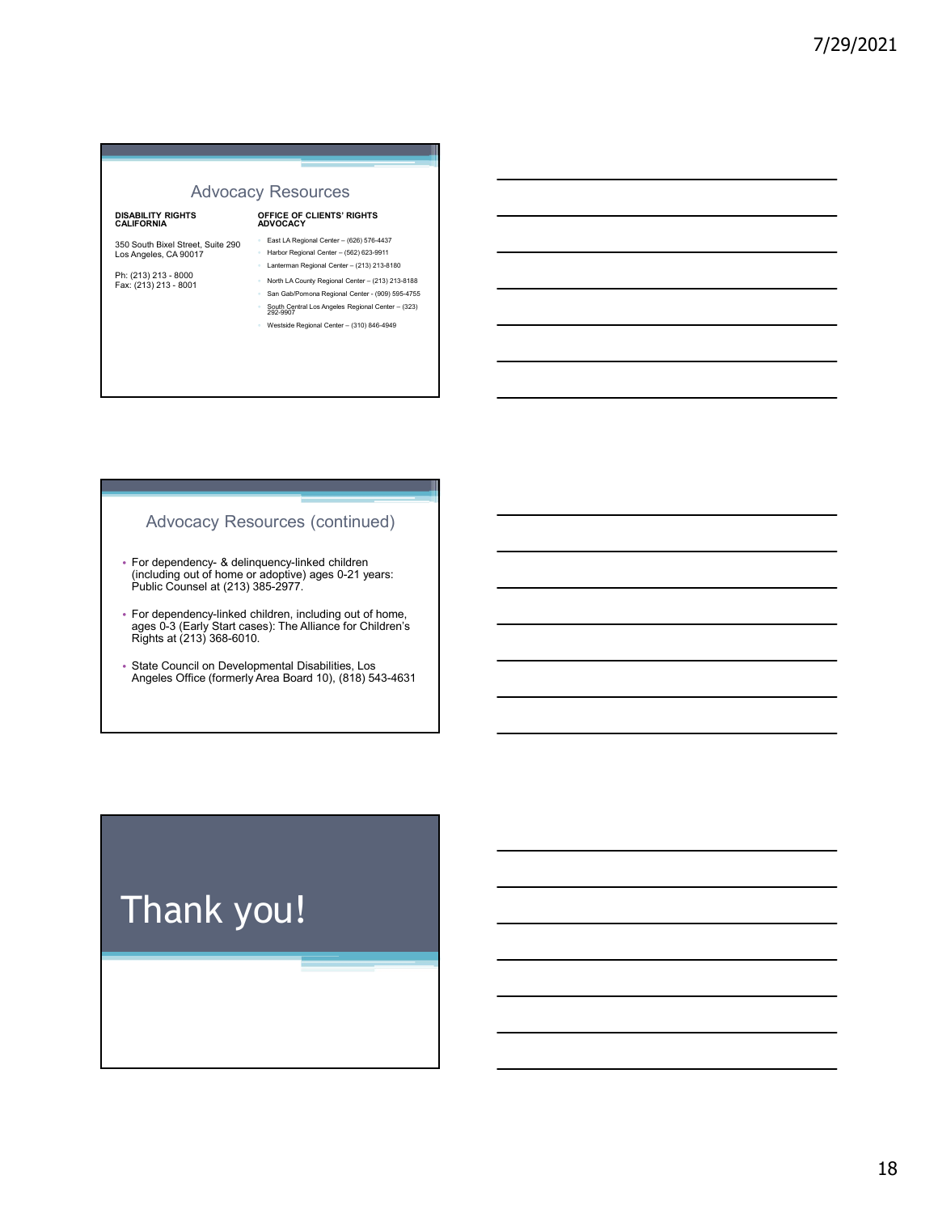## Advocacy Resources

**DISABILITY RIGHTS CALIFORNIA**

350 South Bixel Street, Suite 290
Los Angeles, CA 90017

Ph: (213) 213 - 8000
Fax: (213) 213 - 8001

**OFFICE OF CLIENTS' RIGHTS ADVOCACY**

- East LA Regional Center – (626) 576-4437
- Harbor Regional Center – (562) 623-9911
- Lanterman Regional Center – (213) 213-8180
- North LA County Regional Center – (213) 213-8188
- San Gab/Pomona Regional Center - (909) 595-4755
- South Central Los Angeles Regional Center – (323) 292-9907
- Westside Regional Center – (310) 846-4949

## Advocacy Resources (continued)

- For dependency- & delinquency-linked children (including out of home or adoptive) ages 0-21 years: Public Counsel at (213) 385-2977.
- For dependency-linked children, including out of home, ages 0-3 (Early Start cases): The Alliance for Children's Rights at (213) 368-6010.
- State Council on Developmental Disabilities, Los Angeles Office (formerly Area Board 10), (818) 543-4631

# Thank you!